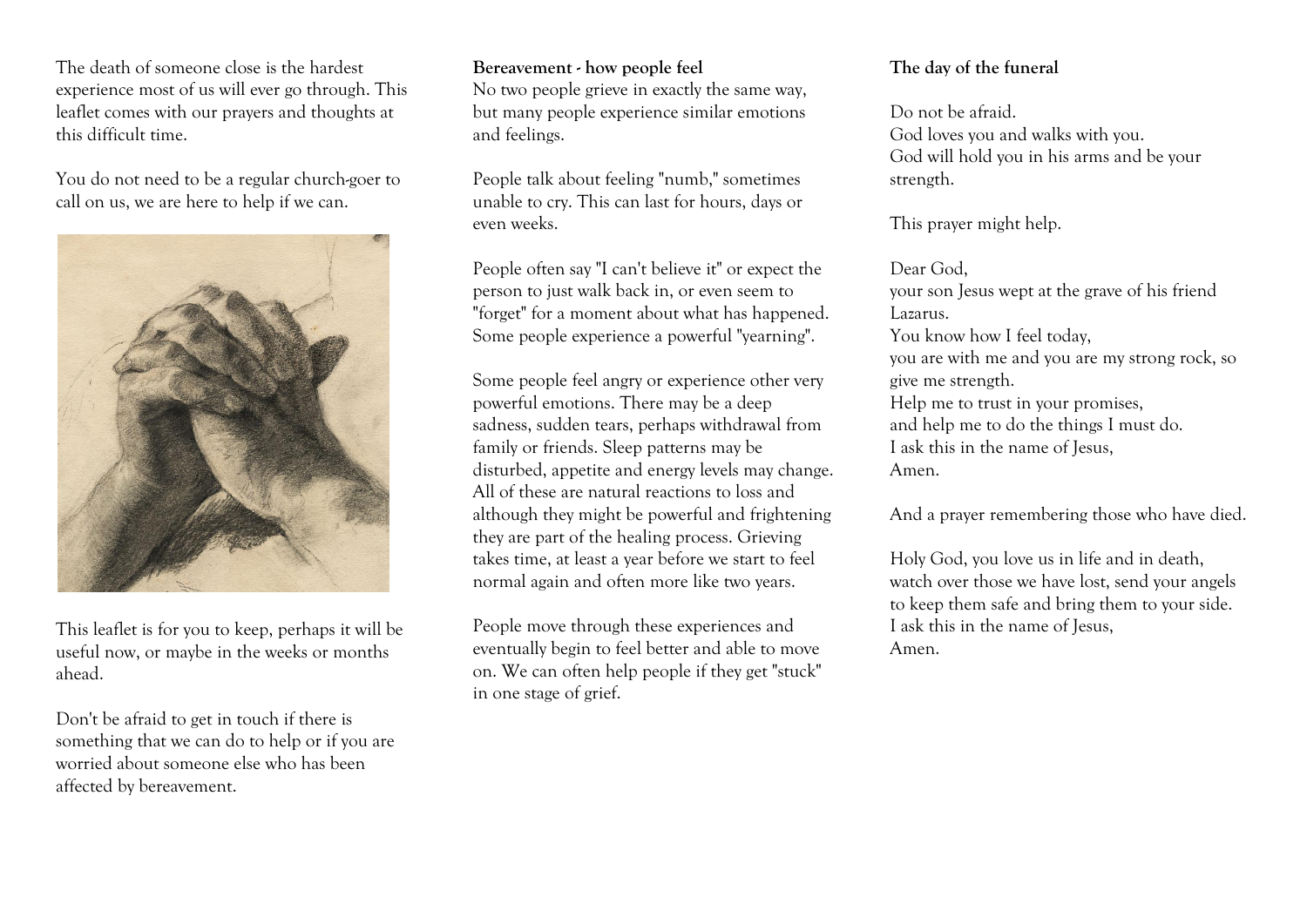The death of someone close is the hardest experience most of us will ever go through. This leaflet comes with our prayers and thoughts at this difficult time.

You do not need to be a regular church-goer to call on us, we are here to help if we can.

This leaflet is for you to keep, perhaps it will be useful now, or maybe in the weeks or months ahead.

Don't be afraid to get in touch if there is something that we can do to help or if you are worried about someone else who has been affected by bereavement.

**Bereavement - how people feel**

No two people grieve in exactly the same way, but many people experience similar emotions and feelings.

People talk about feeling "numb," sometimes unable to cry. This can last for hours, days or even weeks.

People often say "I can't believe it" or expect the person to just walk back in, or even seem to "forget" for a moment about what has happened. Some people experience a powerful "yearning".

Some people feel angry or experience other very powerful emotions. There may be a deep sadness, sudden tears, perhaps withdrawal from family or friends. Sleep patterns may be disturbed, appetite and energy levels may change. All of these are natural reactions to loss and although they might be powerful and frightening they are part of the healing process. Grieving takes time, at least a year before we start to feel normal again and often more like two years.

People move through these experiences and eventually begin to feel better and able to move on. We can often help people if they get "stuck" in one stage of grief.

**The day of the funeral**

Do not be afraid.
God loves you and walks with you.
God will hold you in his arms and be your strength.

This prayer might help.

Dear God,
your son Jesus wept at the grave of his friend Lazarus.
You know how I feel today,
you are with me and you are my strong rock, so give me strength.
Help me to trust in your promises,
and help me to do the things I must do.
I ask this in the name of Jesus,
Amen.

And a prayer remembering those who have died.

Holy God, you love us in life and in death,
watch over those we have lost, send your angels to keep them safe and bring them to your side.
I ask this in the name of Jesus,
Amen.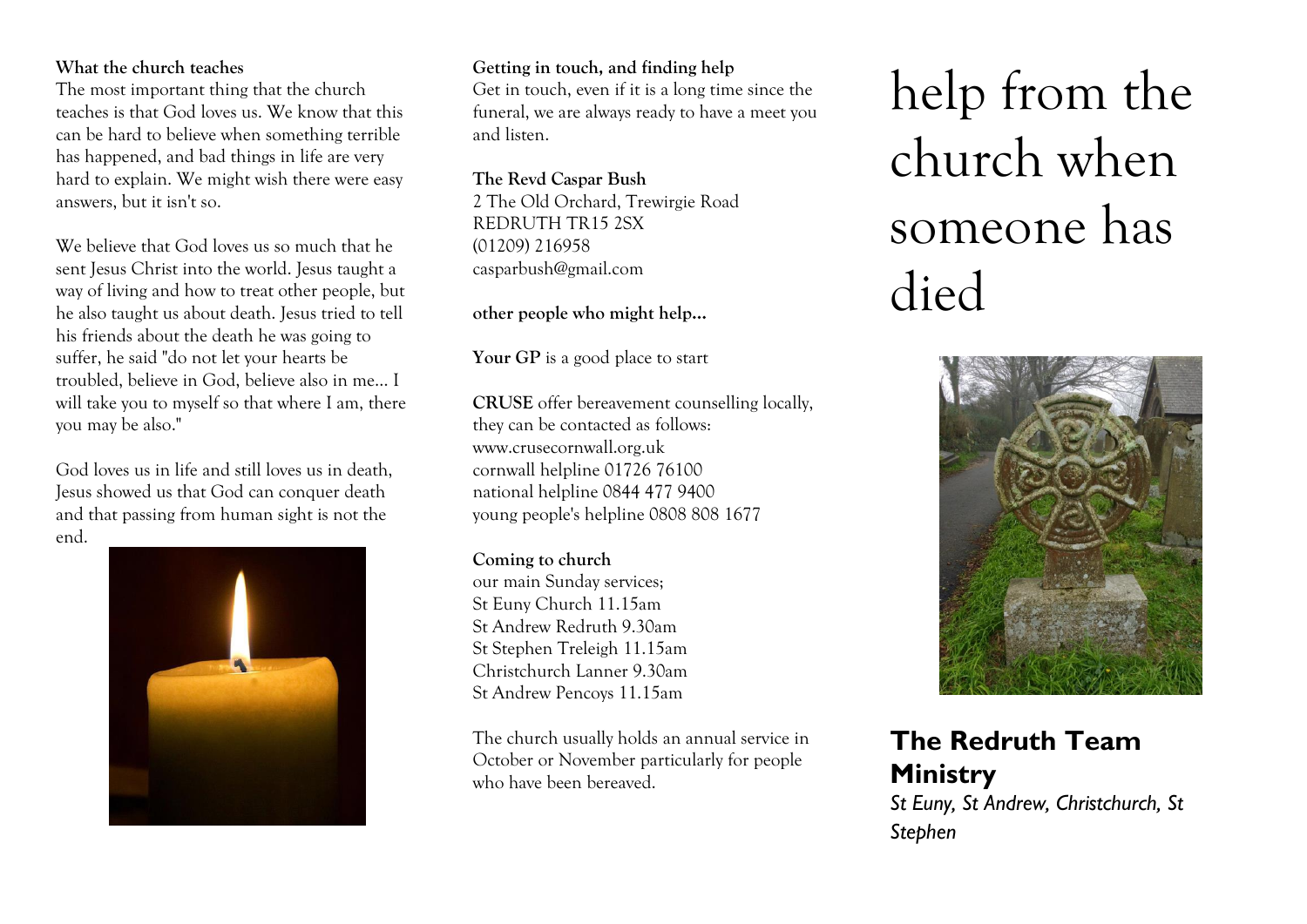**What the church teaches**

The most important thing that the church teaches is that God loves us. We know that this can be hard to believe when something terrible has happened, and bad things in life are very hard to explain. We might wish there were easy answers, but it isn't so.

We believe that God loves us so much that he sent Jesus Christ into the world. Jesus taught a way of living and how to treat other people, but he also taught us about death. Jesus tried to tell his friends about the death he was going to suffer, he said "do not let your hearts be troubled, believe in God, believe also in me... I will take you to myself so that where I am, there you may be also."

God loves us in life and still loves us in death, Jesus showed us that God can conquer death and that passing from human sight is not the end.

**Getting in touch, and finding help**

Get in touch, even if it is a long time since the funeral, we are always ready to have a meet you and listen.

**The Revd Caspar Bush**
2 The Old Orchard, Trewirgie Road
REDRUTH TR15 2SX
(01209) 216958
casparbush@gmail.com

**other people who might help...**

**Your GP** is a good place to start

**CRUSE** offer bereavement counselling locally, they can be contacted as follows:
www.crusecornwall.org.uk
cornwall helpline 01726 76100
national helpline 0844 477 9400
young people's helpline 0808 808 1677

**Coming to church**

our main Sunday services;
St Euny Church 11.15am
St Andrew Redruth 9.30am
St Stephen Treleigh 11.15am
Christchurch Lanner 9.30am
St Andrew Pencoys 11.15am

The church usually holds an annual service in October or November particularly for people who have been bereaved.

# help from the church when someone has died

## The Redruth Team Ministry

*St Euny, St Andrew, Christchurch, St Stephen*